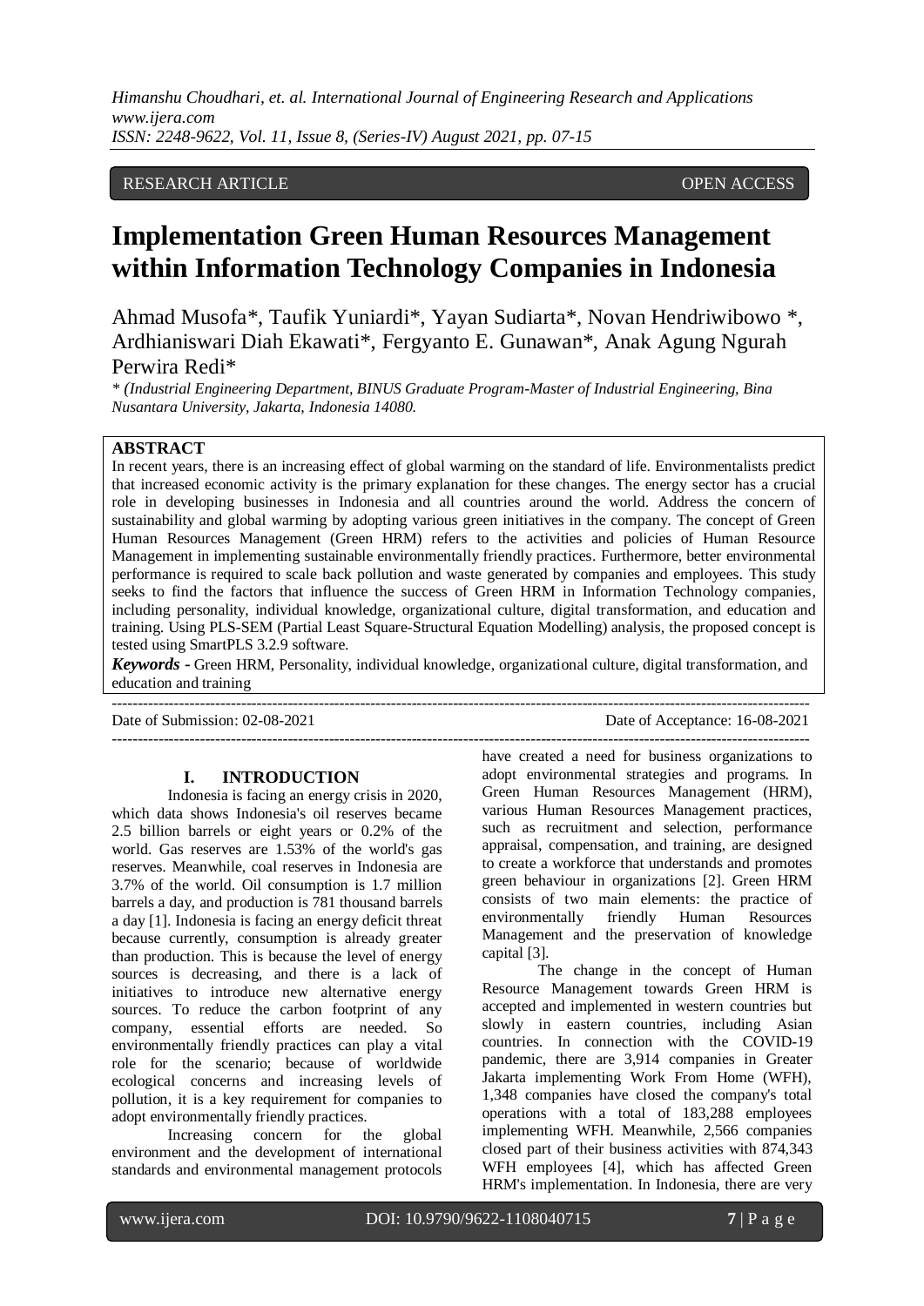RESEARCH ARTICLE OPEN ACCESS

# Implementation Green Human Resources Management within Information Technology Companies in Indonesia

Ahmad Musofa*, Taufik Yuniardi*, Yayan Sudiarta*, Novan Hendriwibowo *, Ardhianiswari Diah Ekawati*, Fergyanto E. Gunawan*, Anak Agung Ngurah Perwira Redi*

*\* (Industrial Engineering Department, BINUS Graduate Program-Master of Industrial Engineering, Bina Nusantara University, Jakarta, Indonesia 14080.*

## ABSTRACT

In recent years, there is an increasing effect of global warming on the standard of life. Environmentalists predict that increased economic activity is the primary explanation for these changes. The energy sector has a crucial role in developing businesses in Indonesia and all countries around the world. Address the concern of sustainability and global warming by adopting various green initiatives in the company. The concept of Green Human Resources Management (Green HRM) refers to the activities and policies of Human Resource Management in implementing sustainable environmentally friendly practices. Furthermore, better environmental performance is required to scale back pollution and waste generated by companies and employees. This study seeks to find the factors that influence the success of Green HRM in Information Technology companies, including personality, individual knowledge, organizational culture, digital transformation, and education and training. Using PLS-SEM (Partial Least Square-Structural Equation Modelling) analysis, the proposed concept is tested using SmartPLS 3.2.9 software.

***Keywords* -** Green HRM, Personality, individual knowledge, organizational culture, digital transformation, and education and training

Date of Submission: 02-08-2021 Date of Acceptance: 16-08-2021

## I. INTRODUCTION

Indonesia is facing an energy crisis in 2020, which data shows Indonesia's oil reserves became 2.5 billion barrels or eight years or 0.2% of the world. Gas reserves are 1.53% of the world's gas reserves. Meanwhile, coal reserves in Indonesia are 3.7% of the world. Oil consumption is 1.7 million barrels a day, and production is 781 thousand barrels a day [1]. Indonesia is facing an energy deficit threat because currently, consumption is already greater than production. This is because the level of energy sources is decreasing, and there is a lack of initiatives to introduce new alternative energy sources. To reduce the carbon footprint of any company, essential efforts are needed. So environmentally friendly practices can play a vital role for the scenario; because of worldwide ecological concerns and increasing levels of pollution, it is a key requirement for companies to adopt environmentally friendly practices.

Increasing concern for the global environment and the development of international standards and environmental management protocols have created a need for business organizations to adopt environmental strategies and programs. In Green Human Resources Management (HRM), various Human Resources Management practices, such as recruitment and selection, performance appraisal, compensation, and training, are designed to create a workforce that understands and promotes green behaviour in organizations [2]. Green HRM consists of two main elements: the practice of environmentally friendly Human Resources Management and the preservation of knowledge capital [3].

The change in the concept of Human Resource Management towards Green HRM is accepted and implemented in western countries but slowly in eastern countries, including Asian countries. In connection with the COVID-19 pandemic, there are 3,914 companies in Greater Jakarta implementing Work From Home (WFH), 1,348 companies have closed the company's total operations with a total of 183,288 employees implementing WFH. Meanwhile, 2,566 companies closed part of their business activities with 874,343 WFH employees [4], which has affected Green HRM's implementation. In Indonesia, there are very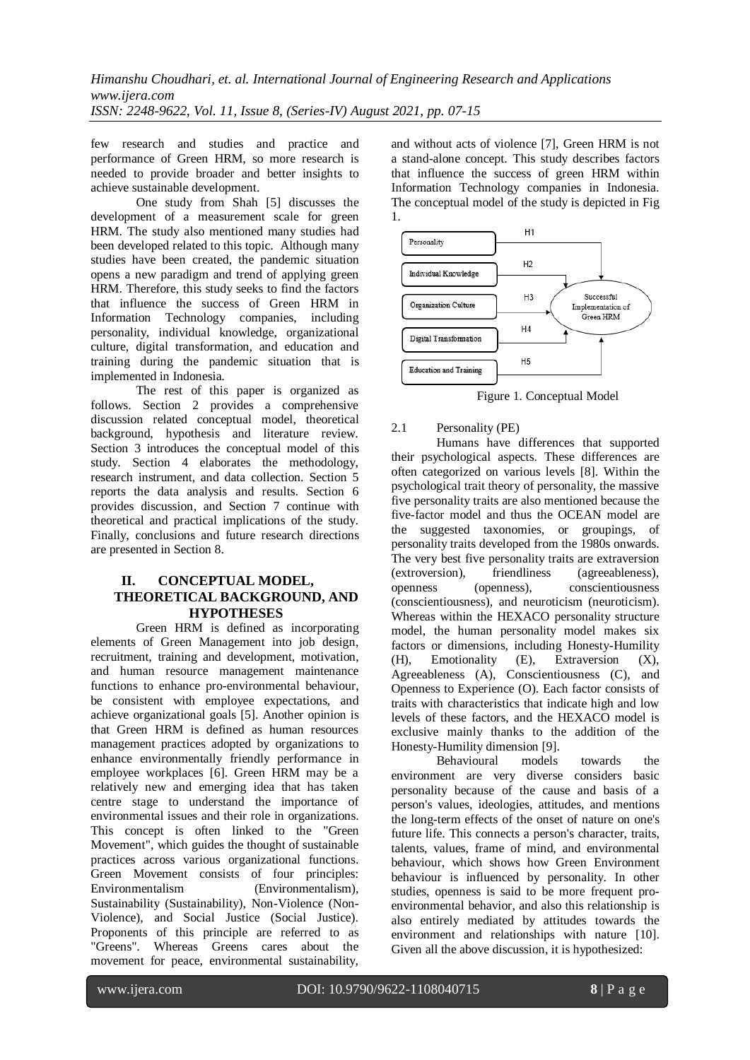few research and studies and practice and performance of Green HRM, so more research is needed to provide broader and better insights to achieve sustainable development.

One study from Shah [5] discusses the development of a measurement scale for green HRM. The study also mentioned many studies had been developed related to this topic. Although many studies have been created, the pandemic situation opens a new paradigm and trend of applying green HRM. Therefore, this study seeks to find the factors that influence the success of Green HRM in Information Technology companies, including personality, individual knowledge, organizational culture, digital transformation, and education and training during the pandemic situation that is implemented in Indonesia.

The rest of this paper is organized as follows. Section 2 provides a comprehensive discussion related conceptual model, theoretical background, hypothesis and literature review. Section 3 introduces the conceptual model of this study. Section 4 elaborates the methodology, research instrument, and data collection. Section 5 reports the data analysis and results. Section 6 provides discussion, and Section 7 continue with theoretical and practical implications of the study. Finally, conclusions and future research directions are presented in Section 8.

## II. CONCEPTUAL MODEL, THEORETICAL BACKGROUND, AND HYPOTHESES

Green HRM is defined as incorporating elements of Green Management into job design, recruitment, training and development, motivation, and human resource management maintenance functions to enhance pro-environmental behaviour, be consistent with employee expectations, and achieve organizational goals [5]. Another opinion is that Green HRM is defined as human resources management practices adopted by organizations to enhance environmentally friendly performance in employee workplaces [6]. Green HRM may be a relatively new and emerging idea that has taken centre stage to understand the importance of environmental issues and their role in organizations. This concept is often linked to the "Green Movement", which guides the thought of sustainable practices across various organizational functions. Green Movement consists of four principles: Environmentalism (Environmentalism), Sustainability (Sustainability), Non-Violence (Non-Violence), and Social Justice (Social Justice). Proponents of this principle are referred to as "Greens". Whereas Greens cares about the movement for peace, environmental sustainability, and without acts of violence [7], Green HRM is not a stand-alone concept. This study describes factors that influence the success of green HRM within Information Technology companies in Indonesia. The conceptual model of the study is depicted in Fig 1.

Figure 1. Conceptual Model

### 2.1 Personality (PE)

Humans have differences that supported their psychological aspects. These differences are often categorized on various levels [8]. Within the psychological trait theory of personality, the massive five personality traits are also mentioned because the five-factor model and thus the OCEAN model are the suggested taxonomies, or groupings, of personality traits developed from the 1980s onwards. The very best five personality traits are extraversion (extroversion), friendliness (agreeableness), openness (openness), conscientiousness (conscientiousness), and neuroticism (neuroticism). Whereas within the HEXACO personality structure model, the human personality model makes six factors or dimensions, including Honesty-Humility (H), Emotionality (E), Extraversion (X), Agreeableness (A), Conscientiousness (C), and Openness to Experience (O). Each factor consists of traits with characteristics that indicate high and low levels of these factors, and the HEXACO model is exclusive mainly thanks to the addition of the Honesty-Humility dimension [9].

Behavioural models towards the environment are very diverse considers basic personality because of the cause and basis of a person's values, ideologies, attitudes, and mentions the long-term effects of the onset of nature on one's future life. This connects a person's character, traits, talents, values, frame of mind, and environmental behaviour, which shows how Green Environment behaviour is influenced by personality. In other studies, openness is said to be more frequent pro-environmental behavior, and also this relationship is also entirely mediated by attitudes towards the environment and relationships with nature [10]. Given all the above discussion, it is hypothesized: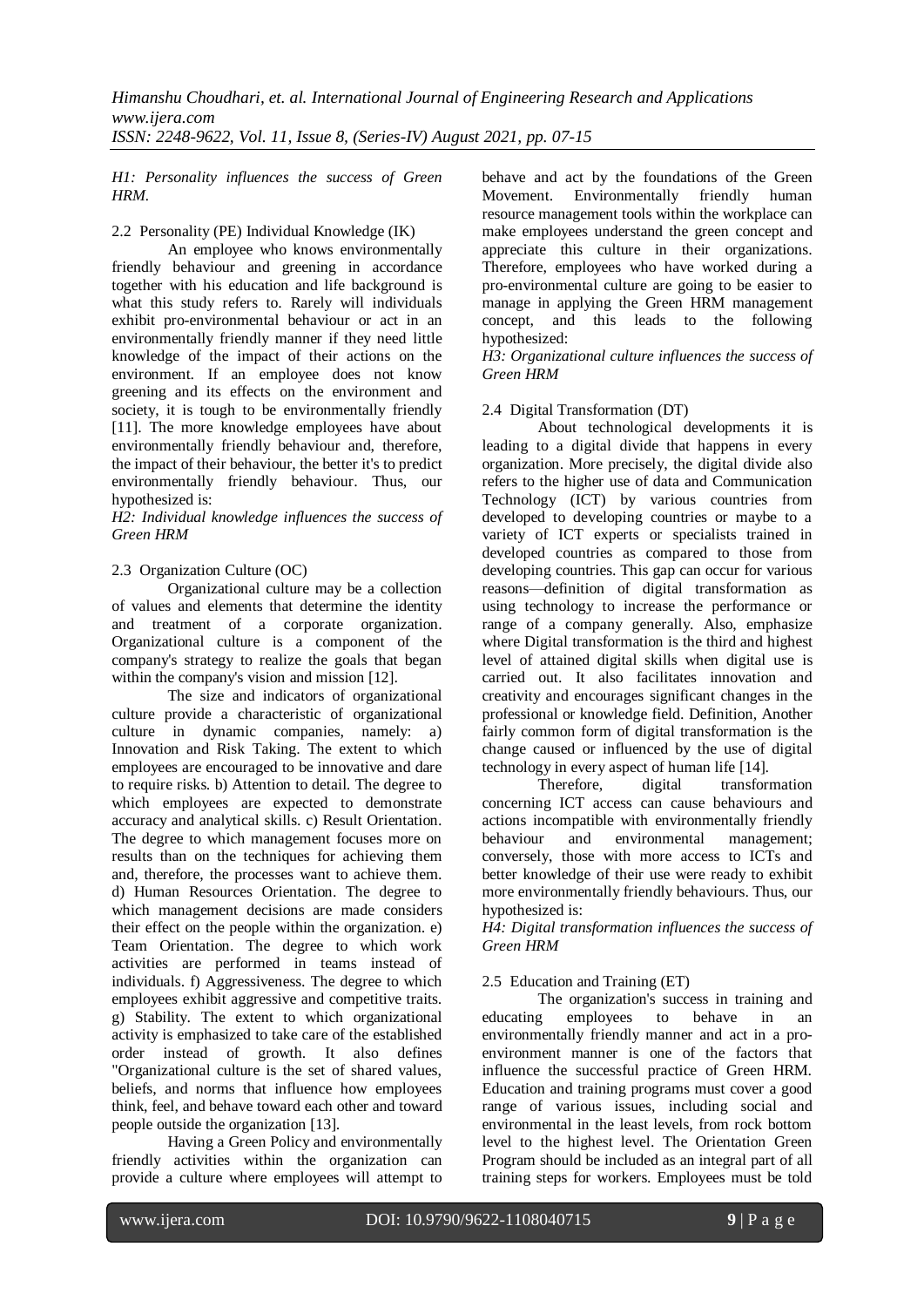*H1: Personality influences the success of Green HRM.*

### 2.2 Personality (PE) Individual Knowledge (IK)

An employee who knows environmentally friendly behaviour and greening in accordance together with his education and life background is what this study refers to. Rarely will individuals exhibit pro-environmental behaviour or act in an environmentally friendly manner if they need little knowledge of the impact of their actions on the environment. If an employee does not know greening and its effects on the environment and society, it is tough to be environmentally friendly [11]. The more knowledge employees have about environmentally friendly behaviour and, therefore, the impact of their behaviour, the better it's to predict environmentally friendly behaviour. Thus, our hypothesized is:

*H2: Individual knowledge influences the success of Green HRM*

### 2.3 Organization Culture (OC)

Organizational culture may be a collection of values and elements that determine the identity and treatment of a corporate organization. Organizational culture is a component of the company's strategy to realize the goals that began within the company's vision and mission [12].

The size and indicators of organizational culture provide a characteristic of organizational culture in dynamic companies, namely: a) Innovation and Risk Taking. The extent to which employees are encouraged to be innovative and dare to require risks. b) Attention to detail. The degree to which employees are expected to demonstrate accuracy and analytical skills. c) Result Orientation. The degree to which management focuses more on results than on the techniques for achieving them and, therefore, the processes want to achieve them. d) Human Resources Orientation. The degree to which management decisions are made considers their effect on the people within the organization. e) Team Orientation. The degree to which work activities are performed in teams instead of individuals. f) Aggressiveness. The degree to which employees exhibit aggressive and competitive traits. g) Stability. The extent to which organizational activity is emphasized to take care of the established order instead of growth. It also defines "Organizational culture is the set of shared values, beliefs, and norms that influence how employees think, feel, and behave toward each other and toward people outside the organization [13].

Having a Green Policy and environmentally friendly activities within the organization can provide a culture where employees will attempt to behave and act by the foundations of the Green Movement. Environmentally friendly human resource management tools within the workplace can make employees understand the green concept and appreciate this culture in their organizations. Therefore, employees who have worked during a pro-environmental culture are going to be easier to manage in applying the Green HRM management concept, and this leads to the following hypothesized:

*H3: Organizational culture influences the success of Green HRM*

### 2.4 Digital Transformation (DT)

About technological developments it is leading to a digital divide that happens in every organization. More precisely, the digital divide also refers to the higher use of data and Communication Technology (ICT) by various countries from developed to developing countries or maybe to a variety of ICT experts or specialists trained in developed countries as compared to those from developing countries. This gap can occur for various reasons—definition of digital transformation as using technology to increase the performance or range of a company generally. Also, emphasize where Digital transformation is the third and highest level of attained digital skills when digital use is carried out. It also facilitates innovation and creativity and encourages significant changes in the professional or knowledge field. Definition, Another fairly common form of digital transformation is the change caused or influenced by the use of digital technology in every aspect of human life [14].

Therefore, digital transformation concerning ICT access can cause behaviours and actions incompatible with environmentally friendly behaviour and environmental management; conversely, those with more access to ICTs and better knowledge of their use were ready to exhibit more environmentally friendly behaviours. Thus, our hypothesized is:

*H4: Digital transformation influences the success of Green HRM*

### 2.5 Education and Training (ET)

The organization's success in training and educating employees to behave in an environmentally friendly manner and act in a pro-environment manner is one of the factors that influence the successful practice of Green HRM. Education and training programs must cover a good range of various issues, including social and environmental in the least levels, from rock bottom level to the highest level. The Orientation Green Program should be included as an integral part of all training steps for workers. Employees must be told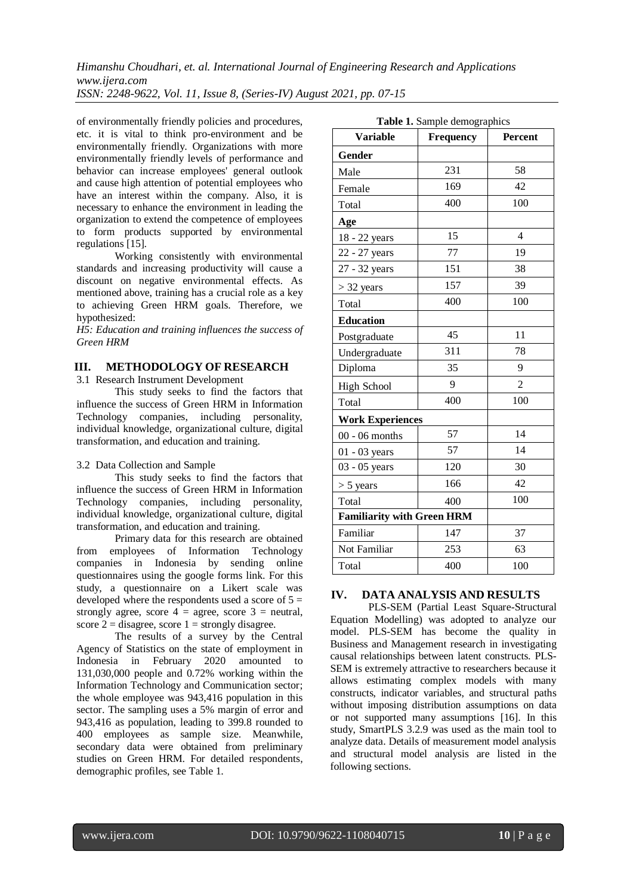of environmentally friendly policies and procedures, etc. it is vital to think pro-environment and be environmentally friendly. Organizations with more environmentally friendly levels of performance and behavior can increase employees' general outlook and cause high attention of potential employees who have an interest within the company. Also, it is necessary to enhance the environment in leading the organization to extend the competence of employees to form products supported by environmental regulations [15].

Working consistently with environmental standards and increasing productivity will cause a discount on negative environmental effects. As mentioned above, training has a crucial role as a key to achieving Green HRM goals. Therefore, we hypothesized:

*H5: Education and training influences the success of Green HRM*

## III. METHODOLOGY OF RESEARCH

### 3.1 Research Instrument Development

This study seeks to find the factors that influence the success of Green HRM in Information Technology companies, including personality, individual knowledge, organizational culture, digital transformation, and education and training.

### 3.2 Data Collection and Sample

This study seeks to find the factors that influence the success of Green HRM in Information Technology companies, including personality, individual knowledge, organizational culture, digital transformation, and education and training.

Primary data for this research are obtained from employees of Information Technology companies in Indonesia by sending online questionnaires using the google forms link. For this study, a questionnaire on a Likert scale was developed where the respondents used a score of 5 = strongly agree, score 4 = agree, score 3 = neutral, score 2 = disagree, score 1 = strongly disagree.

The results of a survey by the Central Agency of Statistics on the state of employment in Indonesia in February 2020 amounted to 131,030,000 people and 0.72% working within the Information Technology and Communication sector; the whole employee was 943,416 population in this sector. The sampling uses a 5% margin of error and 943,416 as population, leading to 399.8 rounded to 400 employees as sample size. Meanwhile, secondary data were obtained from preliminary studies on Green HRM. For detailed respondents, demographic profiles, see Table 1.

**Table 1.** Sample demographics

| Variable | Frequency | Percent |
|---|---|---|
| **Gender** | | |
| Male | 231 | 58 |
| Female | 169 | 42 |
| Total | 400 | 100 |
| **Age** | | |
| 18 - 22 years | 15 | 4 |
| 22 - 27 years | 77 | 19 |
| 27 - 32 years | 151 | 38 |
| > 32 years | 157 | 39 |
| Total | 400 | 100 |
| **Education** | | |
| Postgraduate | 45 | 11 |
| Undergraduate | 311 | 78 |
| Diploma | 35 | 9 |
| High School | 9 | 2 |
| Total | 400 | 100 |
| **Work Experiences** | | |
| 00 - 06 months | 57 | 14 |
| 01 - 03 years | 57 | 14 |
| 03 - 05 years | 120 | 30 |
| > 5 years | 166 | 42 |
| Total | 400 | 100 |
| **Familiarity with Green HRM** | | |
| Familiar | 147 | 37 |
| Not Familiar | 253 | 63 |
| Total | 400 | 100 |

## IV. DATA ANALYSIS AND RESULTS

PLS-SEM (Partial Least Square-Structural Equation Modelling) was adopted to analyze our model. PLS-SEM has become the quality in Business and Management research in investigating causal relationships between latent constructs. PLS-SEM is extremely attractive to researchers because it allows estimating complex models with many constructs, indicator variables, and structural paths without imposing distribution assumptions on data or not supported many assumptions [16]. In this study, SmartPLS 3.2.9 was used as the main tool to analyze data. Details of measurement model analysis and structural model analysis are listed in the following sections.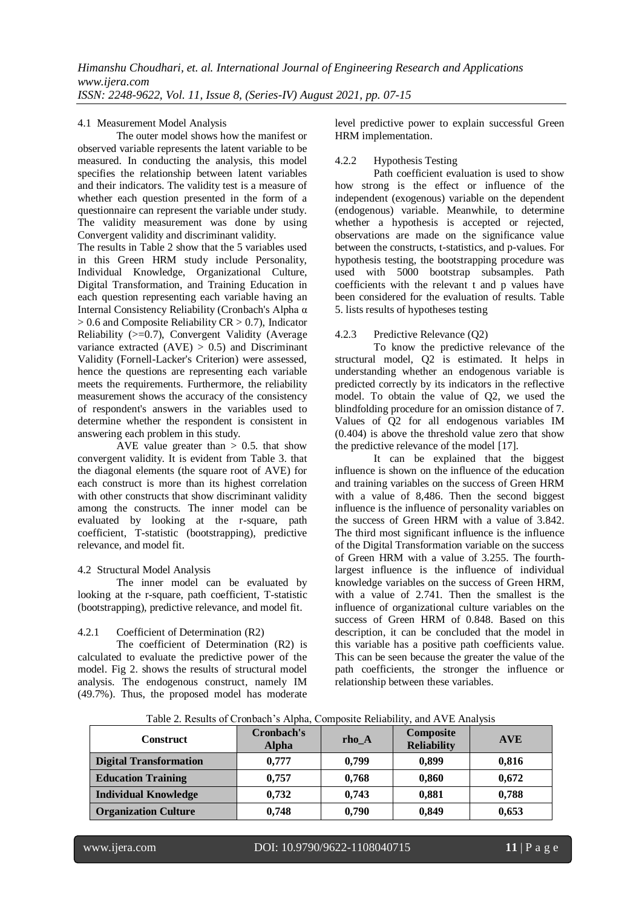### 4.1 Measurement Model Analysis

The outer model shows how the manifest or observed variable represents the latent variable to be measured. In conducting the analysis, this model specifies the relationship between latent variables and their indicators. The validity test is a measure of whether each question presented in the form of a questionnaire can represent the variable under study. The validity measurement was done by using Convergent validity and discriminant validity.

The results in Table 2 show that the 5 variables used in this Green HRM study include Personality, Individual Knowledge, Organizational Culture, Digital Transformation, and Training Education in each question representing each variable having an Internal Consistency Reliability (Cronbach's Alpha $\alpha > 0.6$ and Composite Reliability $CR > 0.7$), Indicator Reliability ($>=0.7$), Convergent Validity (Average variance extracted $(AVE) > 0.5$) and Discriminant Validity (Fornell-Lacker's Criterion) were assessed, hence the questions are representing each variable meets the requirements. Furthermore, the reliability measurement shows the accuracy of the consistency of respondent's answers in the variables used to determine whether the respondent is consistent in answering each problem in this study.

AVE value greater than $> 0.5$. that show convergent validity. It is evident from Table 3. that the diagonal elements (the square root of AVE) for each construct is more than its highest correlation with other constructs that show discriminant validity among the constructs. The inner model can be evaluated by looking at the r-square, path coefficient, T-statistic (bootstrapping), predictive relevance, and model fit.

### 4.2 Structural Model Analysis

The inner model can be evaluated by looking at the r-square, path coefficient, T-statistic (bootstrapping), predictive relevance, and model fit.

#### 4.2.1 Coefficient of Determination (R2)

The coefficient of Determination (R2) is calculated to evaluate the predictive power of the model. Fig 2. shows the results of structural model analysis. The endogenous construct, namely IM (49.7%). Thus, the proposed model has moderate level predictive power to explain successful Green HRM implementation.

#### 4.2.2 Hypothesis Testing

Path coefficient evaluation is used to show how strong is the effect or influence of the independent (exogenous) variable on the dependent (endogenous) variable. Meanwhile, to determine whether a hypothesis is accepted or rejected, observations are made on the significance value between the constructs, t-statistics, and p-values. For hypothesis testing, the bootstrapping procedure was used with 5000 bootstrap subsamples. Path coefficients with the relevant t and p values have been considered for the evaluation of results. Table 5. lists results of hypotheses testing

#### 4.2.3 Predictive Relevance (Q2)

To know the predictive relevance of the structural model, Q2 is estimated. It helps in understanding whether an endogenous variable is predicted correctly by its indicators in the reflective model. To obtain the value of Q2, we used the blindfolding procedure for an omission distance of 7. Values of Q2 for all endogenous variables IM (0.404) is above the threshold value zero that show the predictive relevance of the model [17].

It can be explained that the biggest influence is shown on the influence of the education and training variables on the success of Green HRM with a value of 8,486. Then the second biggest influence is the influence of personality variables on the success of Green HRM with a value of 3.842. The third most significant influence is the influence of the Digital Transformation variable on the success of Green HRM with a value of 3.255. The fourth-largest influence is the influence of individual knowledge variables on the success of Green HRM, with a value of 2.741. Then the smallest is the influence of organizational culture variables on the success of Green HRM of 0.848. Based on this description, it can be concluded that the model in this variable has a positive path coefficients value. This can be seen because the greater the value of the path coefficients, the stronger the influence or relationship between these variables.

Table 2. Results of Cronbach's Alpha, Composite Reliability, and AVE Analysis

| Construct | Cronbach's Alpha | rho_A | Composite Reliability | AVE |
|---|---|---|---|---|
| **Digital Transformation** | **0,777** | **0,799** | **0,899** | **0,816** |
| **Education Training** | **0,757** | **0,768** | **0,860** | **0,672** |
| **Individual Knowledge** | **0,732** | **0,743** | **0,881** | **0,788** |
| **Organization Culture** | **0,748** | **0,790** | **0,849** | **0,653** |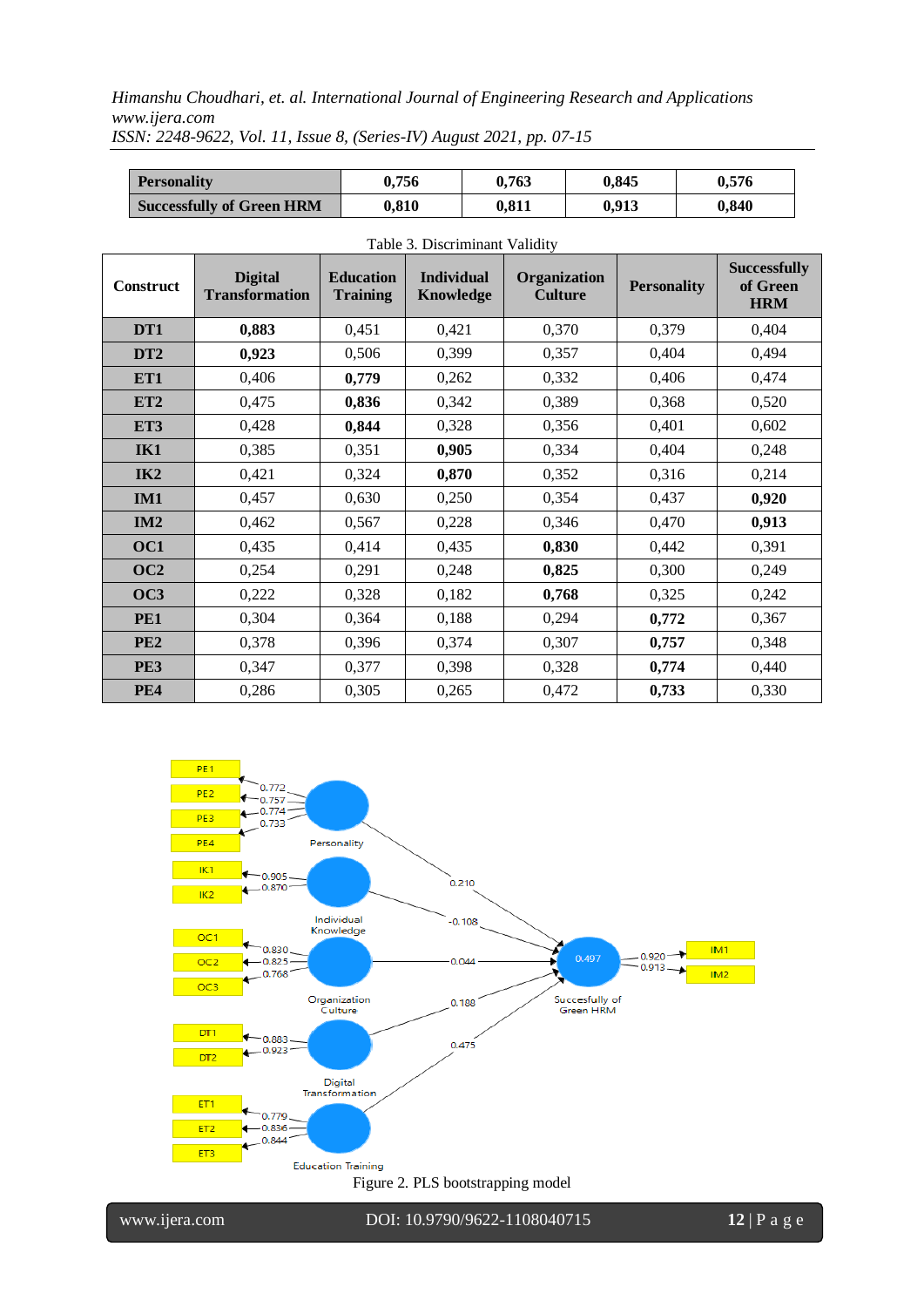| Personality | 0,756 | 0,763 | 0,845 | 0,576 |
|---|---|---|---|---|
| Successfully of Green HRM | 0,810 | 0,811 | 0,913 | 0,840 |

Table 3. Discriminant Validity

| Construct | Digital Transformation | Education Training | Individual Knowledge | Organization Culture | Personality | Successfully of Green HRM |
|---|---|---|---|---|---|---|
| DT1 | **0,883** | 0,451 | 0,421 | 0,370 | 0,379 | 0,404 |
| DT2 | **0,923** | 0,506 | 0,399 | 0,357 | 0,404 | 0,494 |
| ET1 | 0,406 | **0,779** | 0,262 | 0,332 | 0,406 | 0,474 |
| ET2 | 0,475 | **0,836** | 0,342 | 0,389 | 0,368 | 0,520 |
| ET3 | 0,428 | **0,844** | 0,328 | 0,356 | 0,401 | 0,602 |
| IK1 | 0,385 | 0,351 | **0,905** | 0,334 | 0,404 | 0,248 |
| IK2 | 0,421 | 0,324 | **0,870** | 0,352 | 0,316 | 0,214 |
| IM1 | 0,457 | 0,630 | 0,250 | 0,354 | 0,437 | **0,920** |
| IM2 | 0,462 | 0,567 | 0,228 | 0,346 | 0,470 | **0,913** |
| OC1 | 0,435 | 0,414 | 0,435 | **0,830** | 0,442 | 0,391 |
| OC2 | 0,254 | 0,291 | 0,248 | **0,825** | 0,300 | 0,249 |
| OC3 | 0,222 | 0,328 | 0,182 | **0,768** | 0,325 | 0,242 |
| PE1 | 0,304 | 0,364 | 0,188 | 0,294 | **0,772** | 0,367 |
| PE2 | 0,378 | 0,396 | 0,374 | 0,307 | **0,757** | 0,348 |
| PE3 | 0,347 | 0,377 | 0,398 | 0,328 | **0,774** | 0,440 |
| PE4 | 0,286 | 0,305 | 0,265 | 0,472 | **0,733** | 0,330 |

Figure 2. PLS bootstrapping model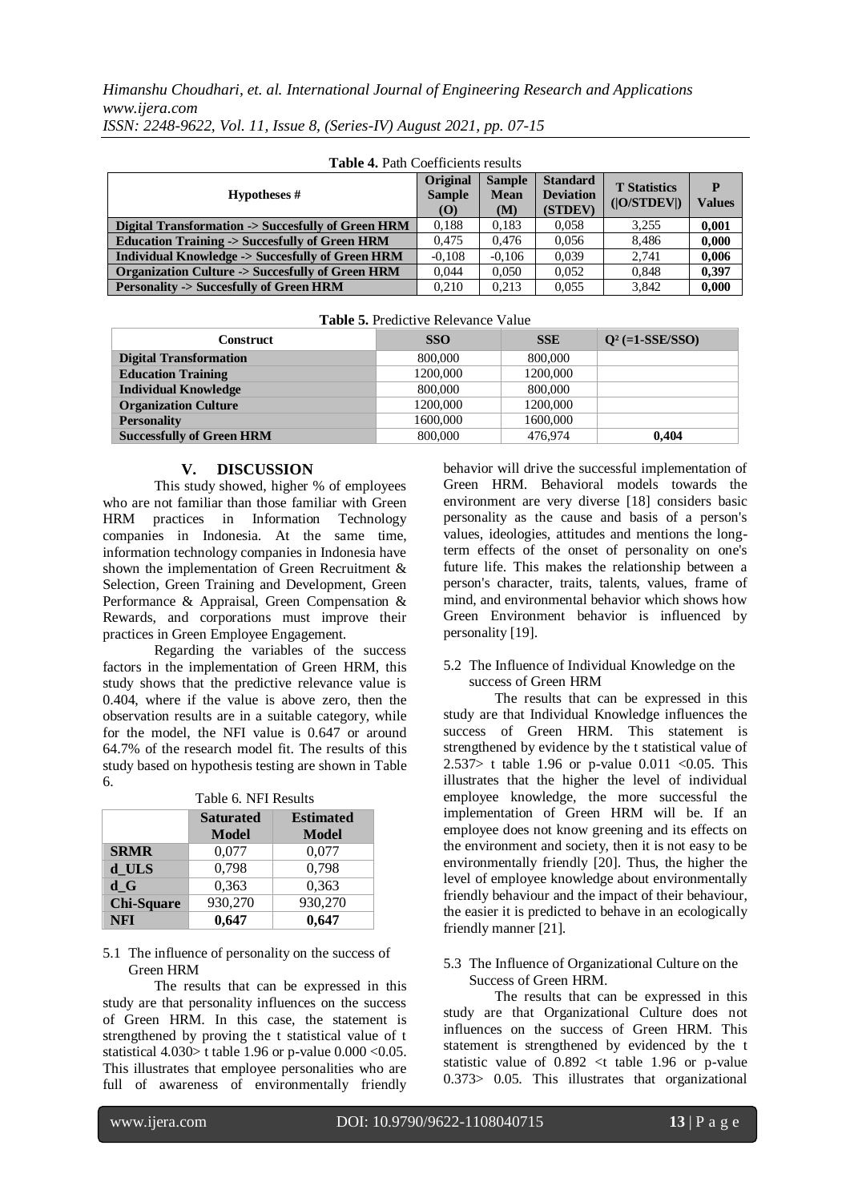**Table 4.** Path Coefficients results

| Hypotheses # | Original Sample (O) | Sample Mean (M) | Standard Deviation (STDEV) | T Statistics (\|O/STDEV\|) | P Values |
|---|---|---|---|---|---|
| **Digital Transformation -> Succesfully of Green HRM** | 0,188 | 0,183 | 0,058 | 3,255 | **0,001** |
| **Education Training -> Succesfully of Green HRM** | 0,475 | 0,476 | 0,056 | 8,486 | **0,000** |
| **Individual Knowledge -> Succesfully of Green HRM** | -0,108 | -0,106 | 0,039 | 2,741 | **0,006** |
| **Organization Culture -> Succesfully of Green HRM** | 0,044 | 0,050 | 0,052 | 0,848 | **0,397** |
| **Personality -> Succesfully of Green HRM** | 0,210 | 0,213 | 0,055 | 3,842 | **0,000** |

**Table 5.** Predictive Relevance Value

| Construct | SSO | SSE | $Q^2$ (=1-SSE/SSO) |
|---|---|---|---|
| **Digital Transformation** | 800,000 | 800,000 | |
| **Education Training** | 1200,000 | 1200,000 | |
| **Individual Knowledge** | 800,000 | 800,000 | |
| **Organization Culture** | 1200,000 | 1200,000 | |
| **Personality** | 1600,000 | 1600,000 | |
| **Successfully of Green HRM** | 800,000 | 476,974 | **0,404** |

## V. DISCUSSION

This study showed, higher % of employees who are not familiar than those familiar with Green HRM practices in Information Technology companies in Indonesia. At the same time, information technology companies in Indonesia have shown the implementation of Green Recruitment & Selection, Green Training and Development, Green Performance & Appraisal, Green Compensation & Rewards, and corporations must improve their practices in Green Employee Engagement.

Regarding the variables of the success factors in the implementation of Green HRM, this study shows that the predictive relevance value is 0.404, where if the value is above zero, then the observation results are in a suitable category, while for the model, the NFI value is 0.647 or around 64.7% of the research model fit. The results of this study based on hypothesis testing are shown in Table 6.

Table 6. NFI Results

| | Saturated Model | Estimated Model |
|---|---|---|
| **SRMR** | 0,077 | 0,077 |
| **d_ULS** | 0,798 | 0,798 |
| **d_G** | 0,363 | 0,363 |
| **Chi-Square** | 930,270 | 930,270 |
| **NFI** | **0,647** | **0,647** |

### 5.1 The influence of personality on the success of Green HRM

The results that can be expressed in this study are that personality influences on the success of Green HRM. In this case, the statement is strengthened by proving the t statistical value of t statistical 4.030> t table 1.96 or p-value 0.000 <0.05. This illustrates that employee personalities who are full of awareness of environmentally friendly behavior will drive the successful implementation of Green HRM. Behavioral models towards the environment are very diverse [18] considers basic personality as the cause and basis of a person's values, ideologies, attitudes and mentions the long-term effects of the onset of personality on one's future life. This makes the relationship between a person's character, traits, talents, values, frame of mind, and environmental behavior which shows how Green Environment behavior is influenced by personality [19].

### 5.2 The Influence of Individual Knowledge on the success of Green HRM

The results that can be expressed in this study are that Individual Knowledge influences the success of Green HRM. This statement is strengthened by evidence by the t statistical value of 2.537> t table 1.96 or p-value 0.011 <0.05. This illustrates that the higher the level of individual employee knowledge, the more successful the implementation of Green HRM will be. If an employee does not know greening and its effects on the environment and society, then it is not easy to be environmentally friendly [20]. Thus, the higher the level of employee knowledge about environmentally friendly behaviour and the impact of their behaviour, the easier it is predicted to behave in an ecologically friendly manner [21].

### 5.3 The Influence of Organizational Culture on the Success of Green HRM.

The results that can be expressed in this study are that Organizational Culture does not influences on the success of Green HRM. This statement is strengthened by evidenced by the t statistic value of 0.892 <t table 1.96 or p-value 0.373> 0.05. This illustrates that organizational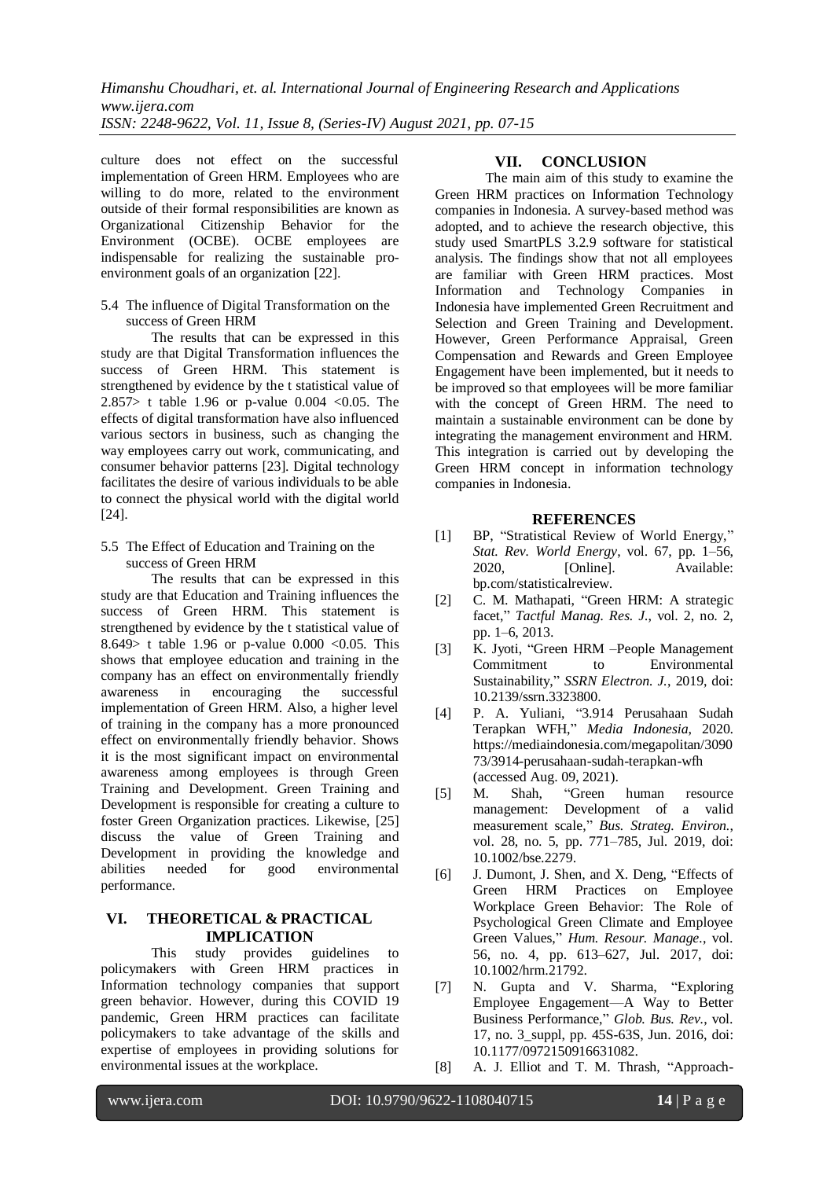culture does not effect on the successful implementation of Green HRM. Employees who are willing to do more, related to the environment outside of their formal responsibilities are known as Organizational Citizenship Behavior for the Environment (OCBE). OCBE employees are indispensable for realizing the sustainable pro-environment goals of an organization [22].

### 5.4 The influence of Digital Transformation on the success of Green HRM

The results that can be expressed in this study are that Digital Transformation influences the success of Green HRM. This statement is strengthened by evidence by the t statistical value of 2.857> t table 1.96 or p-value 0.004 <0.05. The effects of digital transformation have also influenced various sectors in business, such as changing the way employees carry out work, communicating, and consumer behavior patterns [23]. Digital technology facilitates the desire of various individuals to be able to connect the physical world with the digital world [24].

### 5.5 The Effect of Education and Training on the success of Green HRM

The results that can be expressed in this study are that Education and Training influences the success of Green HRM. This statement is strengthened by evidence by the t statistical value of 8.649> t table 1.96 or p-value 0.000 <0.05. This shows that employee education and training in the company has an effect on environmentally friendly awareness in encouraging the successful implementation of Green HRM. Also, a higher level of training in the company has a more pronounced effect on environmentally friendly behavior. Shows it is the most significant impact on environmental awareness among employees is through Green Training and Development. Green Training and Development is responsible for creating a culture to foster Green Organization practices. Likewise, [25] discuss the value of Green Training and Development in providing the knowledge and abilities needed for good environmental performance.

## VI. THEORETICAL & PRACTICAL IMPLICATION

This study provides guidelines to policymakers with Green HRM practices in Information technology companies that support green behavior. However, during this COVID 19 pandemic, Green HRM practices can facilitate policymakers to take advantage of the skills and expertise of employees in providing solutions for environmental issues at the workplace.

## VII. CONCLUSION

The main aim of this study to examine the Green HRM practices on Information Technology companies in Indonesia. A survey-based method was adopted, and to achieve the research objective, this study used SmartPLS 3.2.9 software for statistical analysis. The findings show that not all employees are familiar with Green HRM practices. Most Information and Technology Companies in Indonesia have implemented Green Recruitment and Selection and Green Training and Development. However, Green Performance Appraisal, Green Compensation and Rewards and Green Employee Engagement have been implemented, but it needs to be improved so that employees will be more familiar with the concept of Green HRM. The need to maintain a sustainable environment can be done by integrating the management environment and HRM. This integration is carried out by developing the Green HRM concept in information technology companies in Indonesia.

## REFERENCES

[1] BP, "Stratistical Review of World Energy," *Stat. Rev. World Energy*, vol. 67, pp. 1–56, 2020, [Online]. Available: bp.com/statisticalreview.

[2] C. M. Mathapati, "Green HRM: A strategic facet," *Tactful Manag. Res. J.*, vol. 2, no. 2, pp. 1–6, 2013.

[3] K. Jyoti, "Green HRM –People Management Commitment to Environmental Sustainability," *SSRN Electron. J.*, 2019, doi: 10.2139/ssrn.3323800.

[4] P. A. Yuliani, "3.914 Perusahaan Sudah Terapkan WFH," *Media Indonesia*, 2020. https://mediaindonesia.com/megapolitan/309073/3914-perusahaan-sudah-terapkan-wfh (accessed Aug. 09, 2021).

[5] M. Shah, "Green human resource management: Development of a valid measurement scale," *Bus. Strateg. Environ.*, vol. 28, no. 5, pp. 771–785, Jul. 2019, doi: 10.1002/bse.2279.

[6] J. Dumont, J. Shen, and X. Deng, "Effects of Green HRM Practices on Employee Workplace Green Behavior: The Role of Psychological Green Climate and Employee Green Values," *Hum. Resour. Manage.*, vol. 56, no. 4, pp. 613–627, Jul. 2017, doi: 10.1002/hrm.21792.

[7] N. Gupta and V. Sharma, "Exploring Employee Engagement—A Way to Better Business Performance," *Glob. Bus. Rev.*, vol. 17, no. 3_suppl, pp. 45S-63S, Jun. 2016, doi: 10.1177/0972150916631082.

[8] A. J. Elliot and T. M. Thrash, "Approach-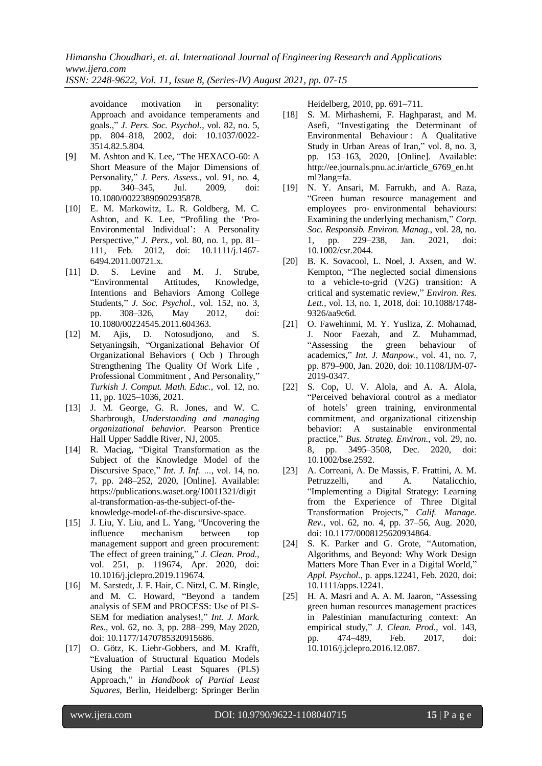avoidance motivation in personality: Approach and avoidance temperaments and goals.," *J. Pers. Soc. Psychol.*, vol. 82, no. 5, pp. 804–818, 2002, doi: 10.1037/0022-3514.82.5.804.

[9] M. Ashton and K. Lee, "The HEXACO-60: A Short Measure of the Major Dimensions of Personality," *J. Pers. Assess.*, vol. 91, no. 4, pp. 340–345, Jul. 2009, doi: 10.1080/00223890902935878.

[10] E. M. Markowitz, L. R. Goldberg, M. C. Ashton, and K. Lee, "Profiling the 'Pro-Environmental Individual': A Personality Perspective," *J. Pers.*, vol. 80, no. 1, pp. 81–111, Feb. 2012, doi: 10.1111/j.1467-6494.2011.00721.x.

[11] D. S. Levine and M. J. Strube, "Environmental Attitudes, Knowledge, Intentions and Behaviors Among College Students," *J. Soc. Psychol.*, vol. 152, no. 3, pp. 308–326, May 2012, doi: 10.1080/00224545.2011.604363.

[12] M. Ajis, D. Notosudjono, and S. Setyaningsih, "Organizational Behavior Of Organizational Behaviors ( Ocb ) Through Strengthening The Quality Of Work Life , Professional Commitment , And Personality," *Turkish J. Comput. Math. Educ.*, vol. 12, no. 11, pp. 1025–1036, 2021.

[13] J. M. George, G. R. Jones, and W. C. Sharbrough, *Understanding and managing organizational behavior*. Pearson Prentice Hall Upper Saddle River, NJ, 2005.

[14] R. Maciag, "Digital Transformation as the Subject of the Knowledge Model of the Discursive Space," *Int. J. Inf. …*, vol. 14, no. 7, pp. 248–252, 2020, [Online]. Available: https://publications.waset.org/10011321/digital-transformation-as-the-subject-of-the-knowledge-model-of-the-discursive-space.

[15] J. Liu, Y. Liu, and L. Yang, "Uncovering the influence mechanism between top management support and green procurement: The effect of green training," *J. Clean. Prod.*, vol. 251, p. 119674, Apr. 2020, doi: 10.1016/j.jclepro.2019.119674.

[16] M. Sarstedt, J. F. Hair, C. Nitzl, C. M. Ringle, and M. C. Howard, "Beyond a tandem analysis of SEM and PROCESS: Use of PLS-SEM for mediation analyses!," *Int. J. Mark. Res.*, vol. 62, no. 3, pp. 288–299, May 2020, doi: 10.1177/1470785320915686.

[17] O. Götz, K. Liehr-Gobbers, and M. Krafft, "Evaluation of Structural Equation Models Using the Partial Least Squares (PLS) Approach," in *Handbook of Partial Least Squares*, Berlin, Heidelberg: Springer Berlin Heidelberg, 2010, pp. 691–711.

[18] S. M. Mirhashemi, F. Haghparast, and M. Asefi, "Investigating the Determinant of Environmental Behaviour : A Qualitative Study in Urban Areas of Iran," vol. 8, no. 3, pp. 153–163, 2020, [Online]. Available: http://ee.journals.pnu.ac.ir/article_6769_en.html?lang=fa.

[19] N. Y. Ansari, M. Farrukh, and A. Raza, "Green human resource management and employees pro- environmental behaviours: Examining the underlying mechanism," *Corp. Soc. Responsib. Environ. Manag.*, vol. 28, no. 1, pp. 229–238, Jan. 2021, doi: 10.1002/csr.2044.

[20] B. K. Sovacool, L. Noel, J. Axsen, and W. Kempton, "The neglected social dimensions to a vehicle-to-grid (V2G) transition: A critical and systematic review," *Environ. Res. Lett.*, vol. 13, no. 1, 2018, doi: 10.1088/1748-9326/aa9c6d.

[21] O. Fawehinmi, M. Y. Yusliza, Z. Mohamad, J. Noor Faezah, and Z. Muhammad, "Assessing the green behaviour of academics," *Int. J. Manpow.*, vol. 41, no. 7, pp. 879–900, Jan. 2020, doi: 10.1108/IJM-07-2019-0347.

[22] S. Cop, U. V. Alola, and A. A. Alola, "Perceived behavioral control as a mediator of hotels' green training, environmental commitment, and organizational citizenship behavior: A sustainable environmental practice," *Bus. Strateg. Environ.*, vol. 29, no. 8, pp. 3495–3508, Dec. 2020, doi: 10.1002/bse.2592.

[23] A. Correani, A. De Massis, F. Frattini, A. M. Petruzzelli, and A. Natalicchio, "Implementing a Digital Strategy: Learning from the Experience of Three Digital Transformation Projects," *Calif. Manage. Rev.*, vol. 62, no. 4, pp. 37–56, Aug. 2020, doi: 10.1177/0008125620934864.

[24] S. K. Parker and G. Grote, "Automation, Algorithms, and Beyond: Why Work Design Matters More Than Ever in a Digital World," *Appl. Psychol.*, p. apps.12241, Feb. 2020, doi: 10.1111/apps.12241.

[25] H. A. Masri and A. A. M. Jaaron, "Assessing green human resources management practices in Palestinian manufacturing context: An empirical study," *J. Clean. Prod.*, vol. 143, pp. 474–489, Feb. 2017, doi: 10.1016/j.jclepro.2016.12.087.